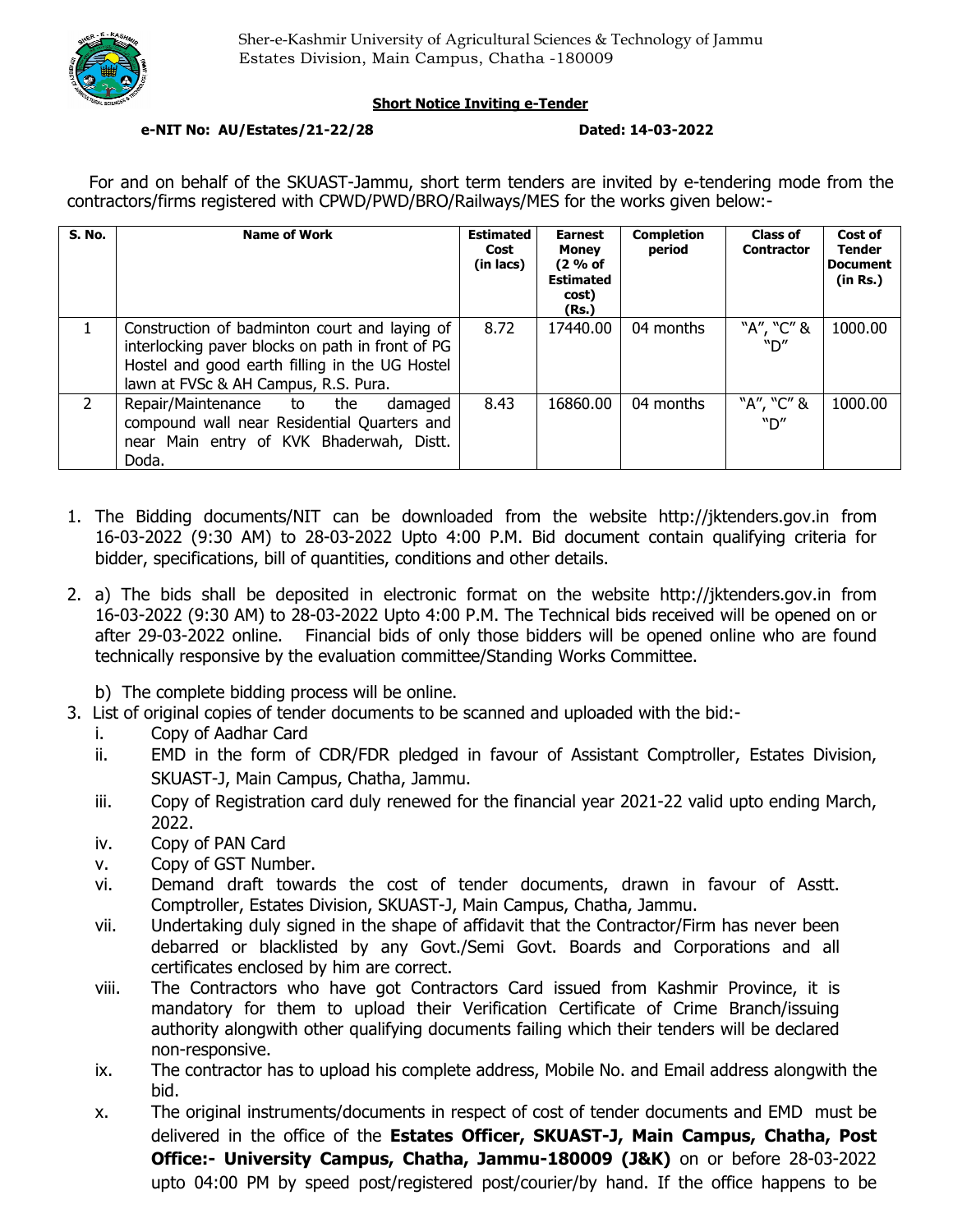Sher-e-Kashmir University of Agricultural Sciences & Technology of Jammu
Estates Division, Main Campus, Chatha -180009

**Short Notice Inviting e-Tender**

**e-NIT No: AU/Estates/21-22/28** **Dated: 14-03-2022**

For and on behalf of the SKUAST-Jammu, short term tenders are invited by e-tendering mode from the contractors/firms registered with CPWD/PWD/BRO/Railways/MES for the works given below:-

| S. No. | Name of Work | Estimated Cost (in lacs) | Earnest Money (2 % of Estimated cost) (Rs.) | Completion period | Class of Contractor | Cost of Tender Document (in Rs.) |
|---|---|---|---|---|---|---|
| 1 | Construction of badminton court and laying of interlocking paver blocks on path in front of PG Hostel and good earth filling in the UG Hostel lawn at FVSc & AH Campus, R.S. Pura. | 8.72 | 17440.00 | 04 months | "A", "C" & "D" | 1000.00 |
| 2 | Repair/Maintenance to the damaged compound wall near Residential Quarters and near Main entry of KVK Bhaderwah, Distt. Doda. | 8.43 | 16860.00 | 04 months | "A", "C" & "D" | 1000.00 |

1. The Bidding documents/NIT can be downloaded from the website http://jktenders.gov.in from 16-03-2022 (9:30 AM) to 28-03-2022 Upto 4:00 P.M. Bid document contain qualifying criteria for bidder, specifications, bill of quantities, conditions and other details.

2. a) The bids shall be deposited in electronic format on the website http://jktenders.gov.in from 16-03-2022 (9:30 AM) to 28-03-2022 Upto 4:00 P.M. The Technical bids received will be opened on or after 29-03-2022 online. Financial bids of only those bidders will be opened online who are found technically responsive by the evaluation committee/Standing Works Committee.

   b) The complete bidding process will be online.

3. List of original copies of tender documents to be scanned and uploaded with the bid:-
   i. Copy of Aadhar Card
   ii. EMD in the form of CDR/FDR pledged in favour of Assistant Comptroller, Estates Division, SKUAST-J, Main Campus, Chatha, Jammu.
   iii. Copy of Registration card duly renewed for the financial year 2021-22 valid upto ending March, 2022.
   iv. Copy of PAN Card
   v. Copy of GST Number.
   vi. Demand draft towards the cost of tender documents, drawn in favour of Asstt. Comptroller, Estates Division, SKUAST-J, Main Campus, Chatha, Jammu.
   vii. Undertaking duly signed in the shape of affidavit that the Contractor/Firm has never been debarred or blacklisted by any Govt./Semi Govt. Boards and Corporations and all certificates enclosed by him are correct.
   viii. The Contractors who have got Contractors Card issued from Kashmir Province, it is mandatory for them to upload their Verification Certificate of Crime Branch/issuing authority alongwith other qualifying documents failing which their tenders will be declared non-responsive.
   ix. The contractor has to upload his complete address, Mobile No. and Email address alongwith the bid.
   x. The original instruments/documents in respect of cost of tender documents and EMD must be delivered in the office of the **Estates Officer, SKUAST-J, Main Campus, Chatha, Post Office:- University Campus, Chatha, Jammu-180009 (J&K)** on or before 28-03-2022 upto 04:00 PM by speed post/registered post/courier/by hand. If the office happens to be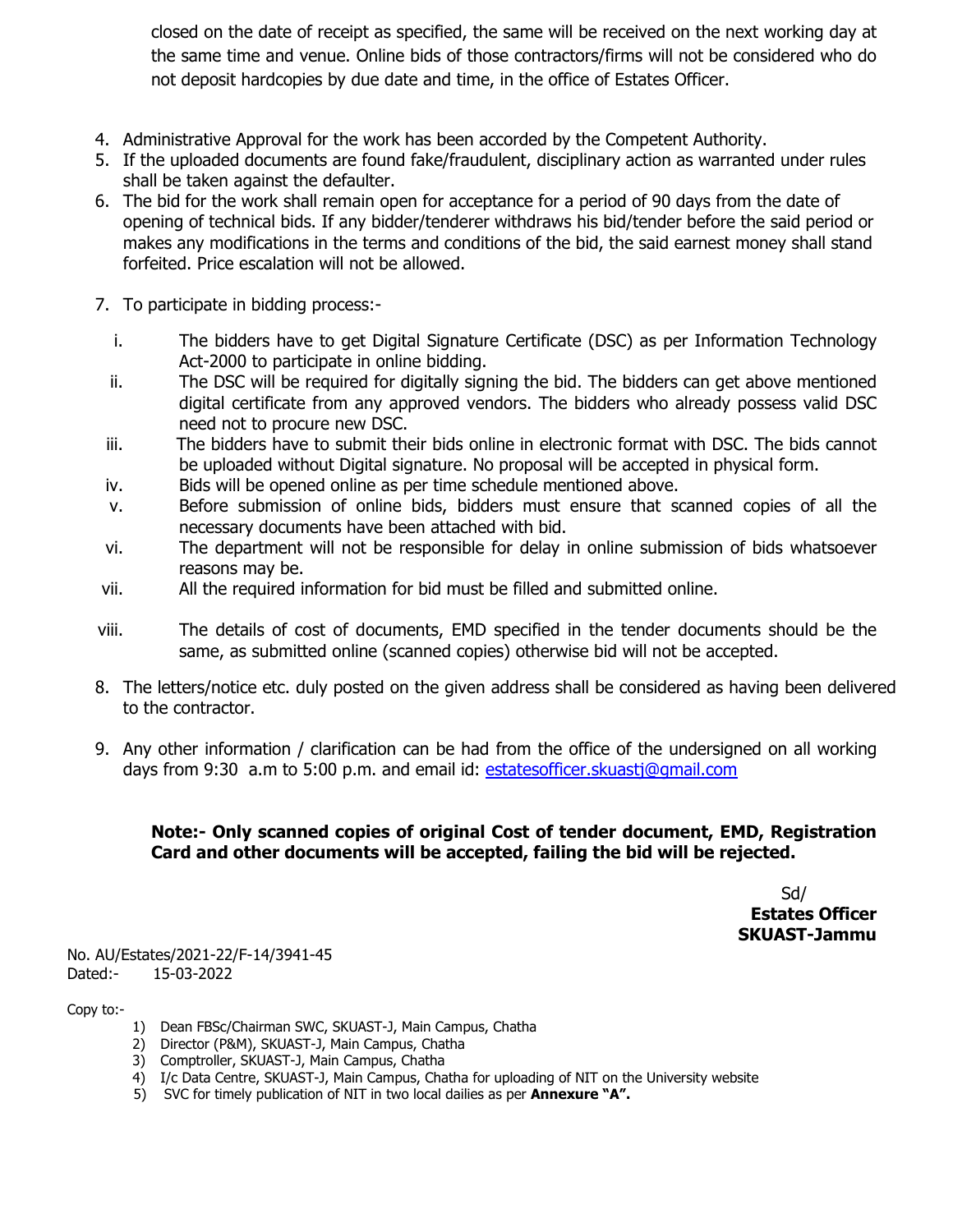closed on the date of receipt as specified, the same will be received on the next working day at the same time and venue. Online bids of those contractors/firms will not be considered who do not deposit hardcopies by due date and time, in the office of Estates Officer.

4. Administrative Approval for the work has been accorded by the Competent Authority.
5. If the uploaded documents are found fake/fraudulent, disciplinary action as warranted under rules shall be taken against the defaulter.
6. The bid for the work shall remain open for acceptance for a period of 90 days from the date of opening of technical bids. If any bidder/tenderer withdraws his bid/tender before the said period or makes any modifications in the terms and conditions of the bid, the said earnest money shall stand forfeited. Price escalation will not be allowed.
7. To participate in bidding process:-
   i. The bidders have to get Digital Signature Certificate (DSC) as per Information Technology Act-2000 to participate in online bidding.
   ii. The DSC will be required for digitally signing the bid. The bidders can get above mentioned digital certificate from any approved vendors. The bidders who already possess valid DSC need not to procure new DSC.
   iii. The bidders have to submit their bids online in electronic format with DSC. The bids cannot be uploaded without Digital signature. No proposal will be accepted in physical form.
   iv. Bids will be opened online as per time schedule mentioned above.
   v. Before submission of online bids, bidders must ensure that scanned copies of all the necessary documents have been attached with bid.
   vi. The department will not be responsible for delay in online submission of bids whatsoever reasons may be.
   vii. All the required information for bid must be filled and submitted online.
   viii. The details of cost of documents, EMD specified in the tender documents should be the same, as submitted online (scanned copies) otherwise bid will not be accepted.
8. The letters/notice etc. duly posted on the given address shall be considered as having been delivered to the contractor.
9. Any other information / clarification can be had from the office of the undersigned on all working days from 9:30 a.m to 5:00 p.m. and email id: estatesofficer.skuastj@gmail.com

**Note:- Only scanned copies of original Cost of tender document, EMD, Registration Card and other documents will be accepted, failing the bid will be rejected.**

Sd/
**Estates Officer**
**SKUAST-Jammu**

No. AU/Estates/2021-22/F-14/3941-45
Dated:- 15-03-2022

Copy to:-

1) Dean FBSc/Chairman SWC, SKUAST-J, Main Campus, Chatha
2) Director (P&M), SKUAST-J, Main Campus, Chatha
3) Comptroller, SKUAST-J, Main Campus, Chatha
4) I/c Data Centre, SKUAST-J, Main Campus, Chatha for uploading of NIT on the University website
5) SVC for timely publication of NIT in two local dailies as per **Annexure "A".**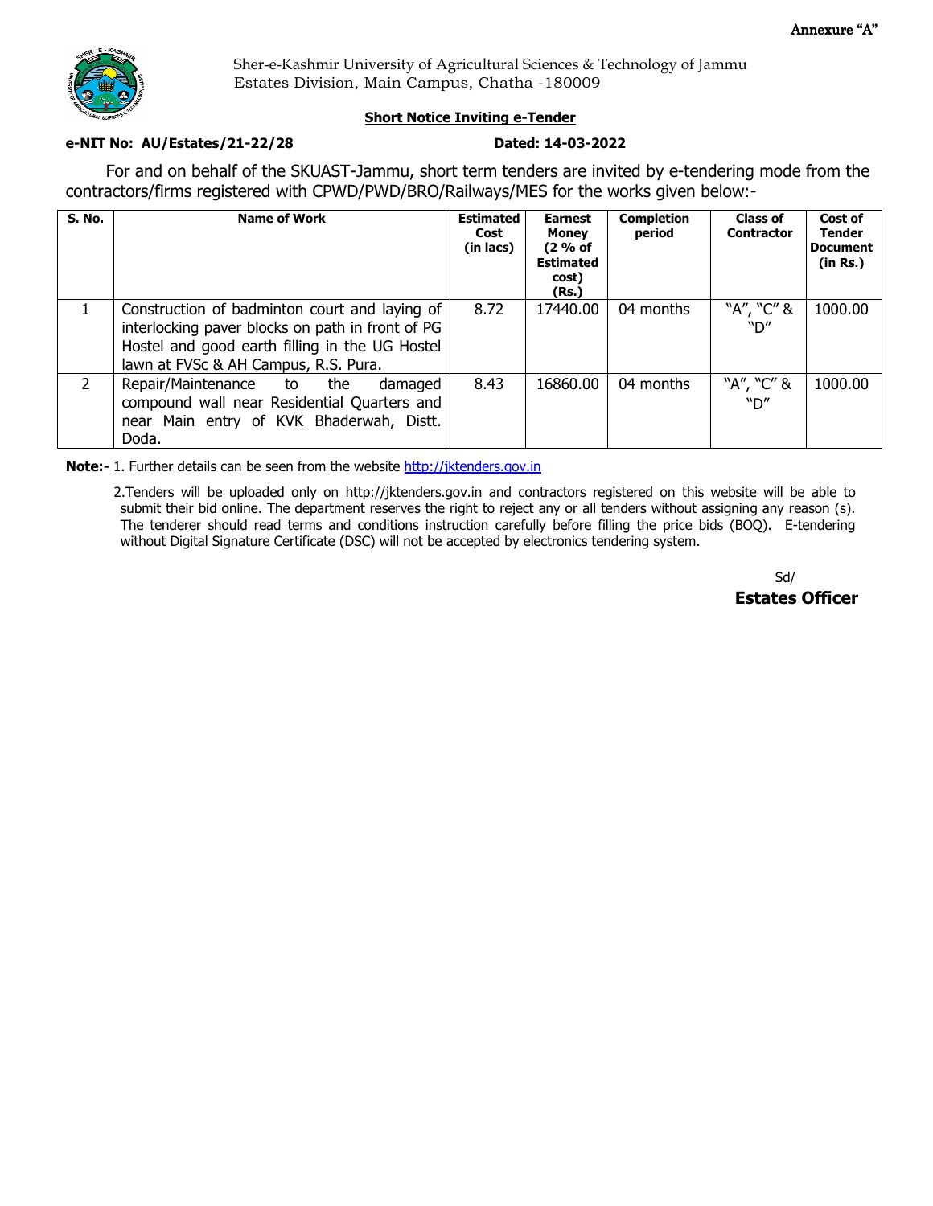Annexure "A"

Sher-e-Kashmir University of Agricultural Sciences & Technology of Jammu
Estates Division, Main Campus, Chatha -180009

**Short Notice Inviting e-Tender**

**e-NIT No: AU/Estates/21-22/28** **Dated: 14-03-2022**

For and on behalf of the SKUAST-Jammu, short term tenders are invited by e-tendering mode from the contractors/firms registered with CPWD/PWD/BRO/Railways/MES for the works given below:-

| S. No. | Name of Work | Estimated Cost (in lacs) | Earnest Money (2 % of Estimated cost) (Rs.) | Completion period | Class of Contractor | Cost of Tender Document (in Rs.) |
|---|---|---|---|---|---|---|
| 1 | Construction of badminton court and laying of interlocking paver blocks on path in front of PG Hostel and good earth filling in the UG Hostel lawn at FVSc & AH Campus, R.S. Pura. | 8.72 | 17440.00 | 04 months | "A", "C" & "D" | 1000.00 |
| 2 | Repair/Maintenance to the damaged compound wall near Residential Quarters and near Main entry of KVK Bhaderwah, Distt. Doda. | 8.43 | 16860.00 | 04 months | "A", "C" & "D" | 1000.00 |

**Note:-** 1. Further details can be seen from the website http://jktenders.gov.in

2. Tenders will be uploaded only on http://jktenders.gov.in and contractors registered on this website will be able to submit their bid online. The department reserves the right to reject any or all tenders without assigning any reason (s). The tenderer should read terms and conditions instruction carefully before filling the price bids (BOQ). E-tendering without Digital Signature Certificate (DSC) will not be accepted by electronics tendering system.

Sd/
**Estates Officer**